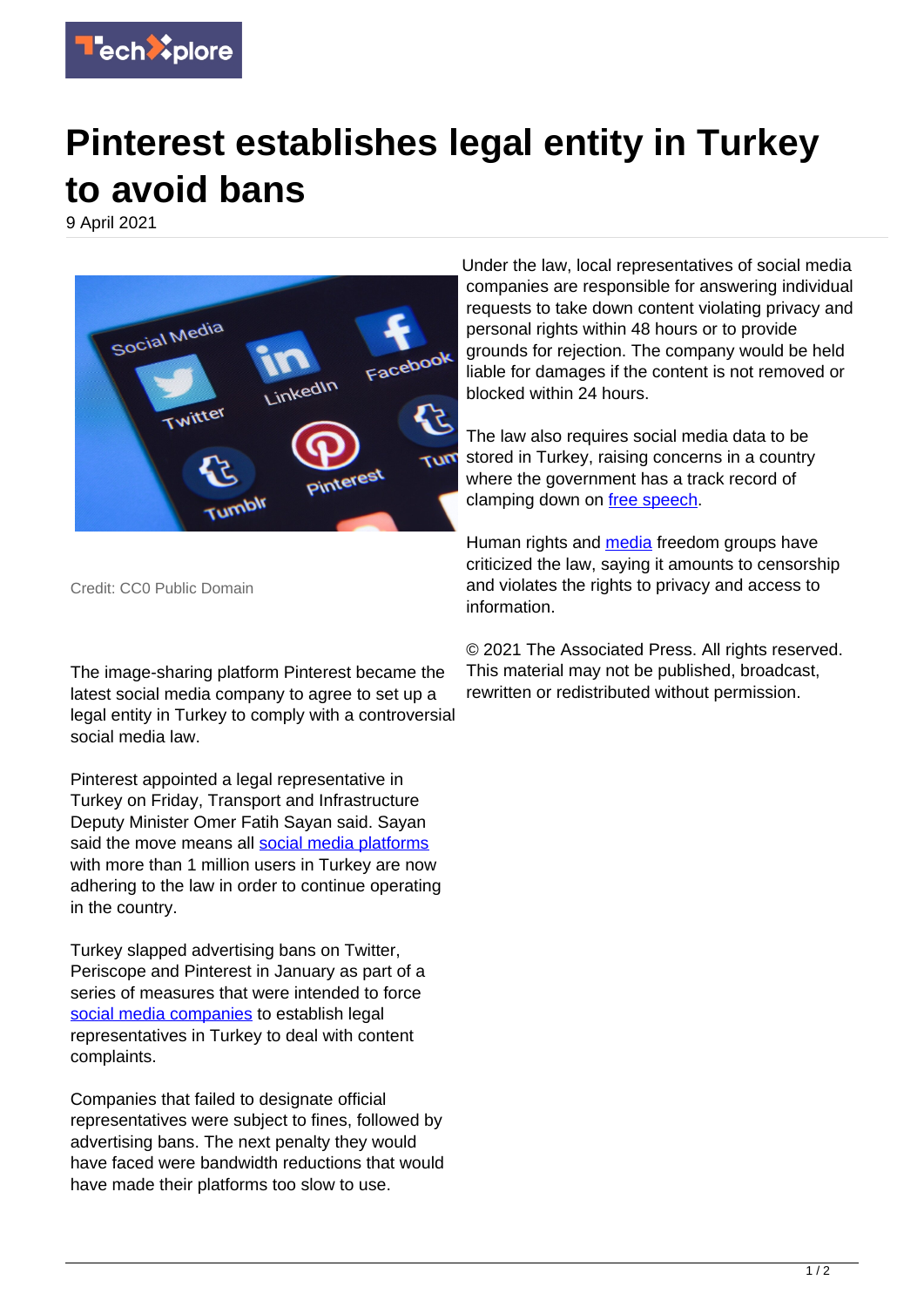# Pinterest establishes legal entity in Turkey to avoid bans

9 April 2021

Credit: CC0 Public Domain

The image-sharing platform Pinterest became the latest social media company to agree to set up a legal entity in Turkey to comply with a controversial social media law.

Pinterest appointed a legal representative in Turkey on Friday, Transport and Infrastructure Deputy Minister Omer Fatih Sayan said. Sayan said the move means all social media platforms with more than 1 million users in Turkey are now adhering to the law in order to continue operating in the country.

Turkey slapped advertising bans on Twitter, Periscope and Pinterest in January as part of a series of measures that were intended to force social media companies to establish legal representatives in Turkey to deal with content complaints.

Companies that failed to designate official representatives were subject to fines, followed by advertising bans. The next penalty they would have faced were bandwidth reductions that would have made their platforms too slow to use.

Under the law, local representatives of social media companies are responsible for answering individual requests to take down content violating privacy and personal rights within 48 hours or to provide grounds for rejection. The company would be held liable for damages if the content is not removed or blocked within 24 hours.

The law also requires social media data to be stored in Turkey, raising concerns in a country where the government has a track record of clamping down on free speech.

Human rights and media freedom groups have criticized the law, saying it amounts to censorship and violates the rights to privacy and access to information.

© 2021 The Associated Press. All rights reserved. This material may not be published, broadcast, rewritten or redistributed without permission.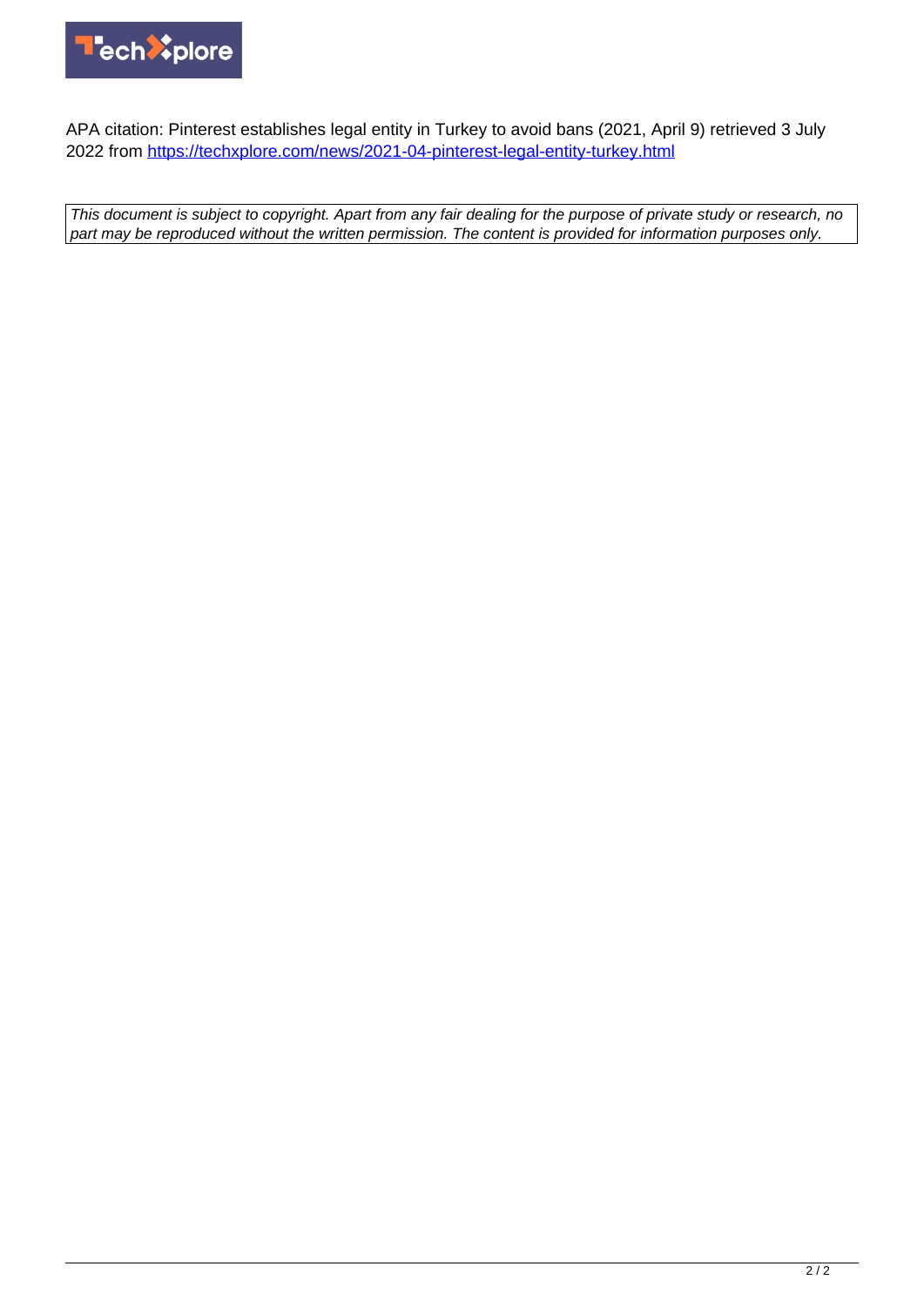APA citation: Pinterest establishes legal entity in Turkey to avoid bans (2021, April 9) retrieved 3 July 2022 from https://techxplore.com/news/2021-04-pinterest-legal-entity-turkey.html

*This document is subject to copyright. Apart from any fair dealing for the purpose of private study or research, no part may be reproduced without the written permission. The content is provided for information purposes only.*